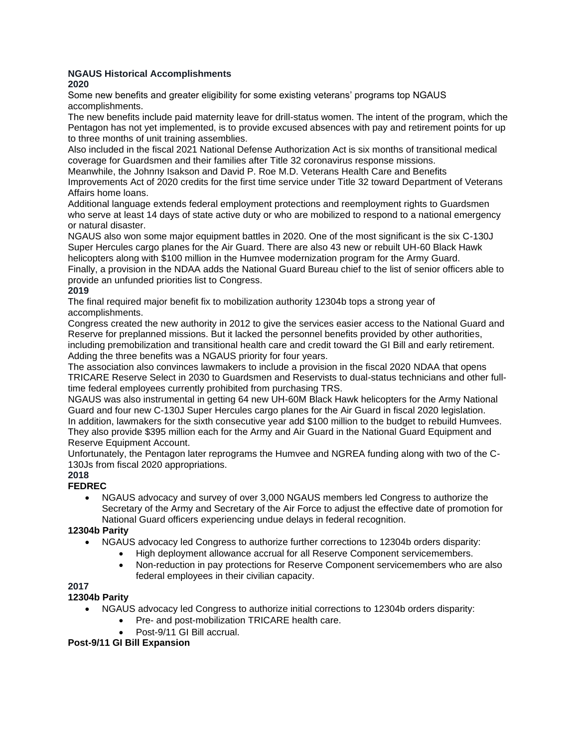# NGAUS Historical Accomplishments

## 2020

Some new benefits and greater eligibility for some existing veterans' programs top NGAUS accomplishments.

The new benefits include paid maternity leave for drill-status women. The intent of the program, which the Pentagon has not yet implemented, is to provide excused absences with pay and retirement points for up to three months of unit training assemblies.

Also included in the fiscal 2021 National Defense Authorization Act is six months of transitional medical coverage for Guardsmen and their families after Title 32 coronavirus response missions.

Meanwhile, the Johnny Isakson and David P. Roe M.D. Veterans Health Care and Benefits Improvements Act of 2020 credits for the first time service under Title 32 toward Department of Veterans Affairs home loans.

Additional language extends federal employment protections and reemployment rights to Guardsmen who serve at least 14 days of state active duty or who are mobilized to respond to a national emergency or natural disaster.

NGAUS also won some major equipment battles in 2020. One of the most significant is the six C-130J Super Hercules cargo planes for the Air Guard. There are also 43 new or rebuilt UH-60 Black Hawk helicopters along with $100 million in the Humvee modernization program for the Army Guard.

Finally, a provision in the NDAA adds the National Guard Bureau chief to the list of senior officers able to provide an unfunded priorities list to Congress.

## 2019

The final required major benefit fix to mobilization authority 12304b tops a strong year of accomplishments.

Congress created the new authority in 2012 to give the services easier access to the National Guard and Reserve for preplanned missions. But it lacked the personnel benefits provided by other authorities, including premobilization and transitional health care and credit toward the GI Bill and early retirement. Adding the three benefits was a NGAUS priority for four years.

The association also convinces lawmakers to include a provision in the fiscal 2020 NDAA that opens TRICARE Reserve Select in 2030 to Guardsmen and Reservists to dual-status technicians and other full-time federal employees currently prohibited from purchasing TRS.

NGAUS was also instrumental in getting 64 new UH-60M Black Hawk helicopters for the Army National Guard and four new C-130J Super Hercules cargo planes for the Air Guard in fiscal 2020 legislation.

In addition, lawmakers for the sixth consecutive year add $100 million to the budget to rebuild Humvees. They also provide $395 million each for the Army and Air Guard in the National Guard Equipment and Reserve Equipment Account.

Unfortunately, the Pentagon later reprograms the Humvee and NGREA funding along with two of the C-130Js from fiscal 2020 appropriations.

## 2018

### FEDREC

- NGAUS advocacy and survey of over 3,000 NGAUS members led Congress to authorize the Secretary of the Army and Secretary of the Air Force to adjust the effective date of promotion for National Guard officers experiencing undue delays in federal recognition.

### 12304b Parity

- NGAUS advocacy led Congress to authorize further corrections to 12304b orders disparity:
  - High deployment allowance accrual for all Reserve Component servicemembers.
  - Non-reduction in pay protections for Reserve Component servicemembers who are also federal employees in their civilian capacity.

## 2017

### 12304b Parity

- NGAUS advocacy led Congress to authorize initial corrections to 12304b orders disparity:
  - Pre- and post-mobilization TRICARE health care.
  - Post-9/11 GI Bill accrual.

### Post-9/11 GI Bill Expansion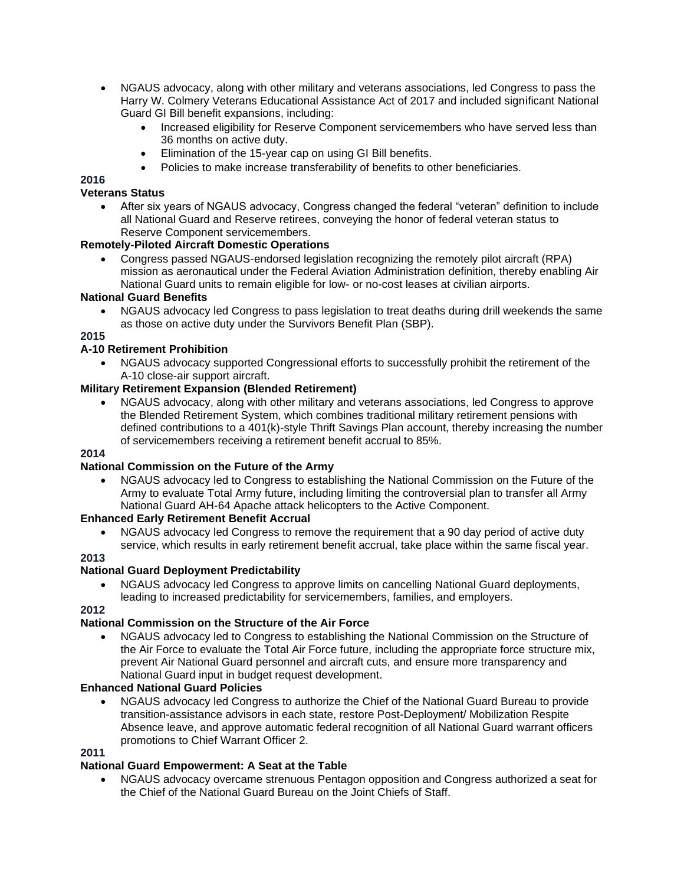- NGAUS advocacy, along with other military and veterans associations, led Congress to pass the Harry W. Colmery Veterans Educational Assistance Act of 2017 and included significant National Guard GI Bill benefit expansions, including:
    - Increased eligibility for Reserve Component servicemembers who have served less than 36 months on active duty.
    - Elimination of the 15-year cap on using GI Bill benefits.
    - Policies to make increase transferability of benefits to other beneficiaries.

**2016**

**Veterans Status**

- After six years of NGAUS advocacy, Congress changed the federal "veteran" definition to include all National Guard and Reserve retirees, conveying the honor of federal veteran status to Reserve Component servicemembers.

**Remotely-Piloted Aircraft Domestic Operations**

- Congress passed NGAUS-endorsed legislation recognizing the remotely pilot aircraft (RPA) mission as aeronautical under the Federal Aviation Administration definition, thereby enabling Air National Guard units to remain eligible for low- or no-cost leases at civilian airports.

**National Guard Benefits**

- NGAUS advocacy led Congress to pass legislation to treat deaths during drill weekends the same as those on active duty under the Survivors Benefit Plan (SBP).

**2015**

**A-10 Retirement Prohibition**

- NGAUS advocacy supported Congressional efforts to successfully prohibit the retirement of the A-10 close-air support aircraft.

**Military Retirement Expansion (Blended Retirement)**

- NGAUS advocacy, along with other military and veterans associations, led Congress to approve the Blended Retirement System, which combines traditional military retirement pensions with defined contributions to a 401(k)-style Thrift Savings Plan account, thereby increasing the number of servicemembers receiving a retirement benefit accrual to 85%.

**2014**

**National Commission on the Future of the Army**

- NGAUS advocacy led to Congress to establishing the National Commission on the Future of the Army to evaluate Total Army future, including limiting the controversial plan to transfer all Army National Guard AH-64 Apache attack helicopters to the Active Component.

**Enhanced Early Retirement Benefit Accrual**

- NGAUS advocacy led Congress to remove the requirement that a 90 day period of active duty service, which results in early retirement benefit accrual, take place within the same fiscal year.

**2013**

**National Guard Deployment Predictability**

- NGAUS advocacy led Congress to approve limits on cancelling National Guard deployments, leading to increased predictability for servicemembers, families, and employers.

**2012**

**National Commission on the Structure of the Air Force**

- NGAUS advocacy led to Congress to establishing the National Commission on the Structure of the Air Force to evaluate the Total Air Force future, including the appropriate force structure mix, prevent Air National Guard personnel and aircraft cuts, and ensure more transparency and National Guard input in budget request development.

**Enhanced National Guard Policies**

- NGAUS advocacy led Congress to authorize the Chief of the National Guard Bureau to provide transition-assistance advisors in each state, restore Post-Deployment/ Mobilization Respite Absence leave, and approve automatic federal recognition of all National Guard warrant officers promotions to Chief Warrant Officer 2.

**2011**

**National Guard Empowerment: A Seat at the Table**

- NGAUS advocacy overcame strenuous Pentagon opposition and Congress authorized a seat for the Chief of the National Guard Bureau on the Joint Chiefs of Staff.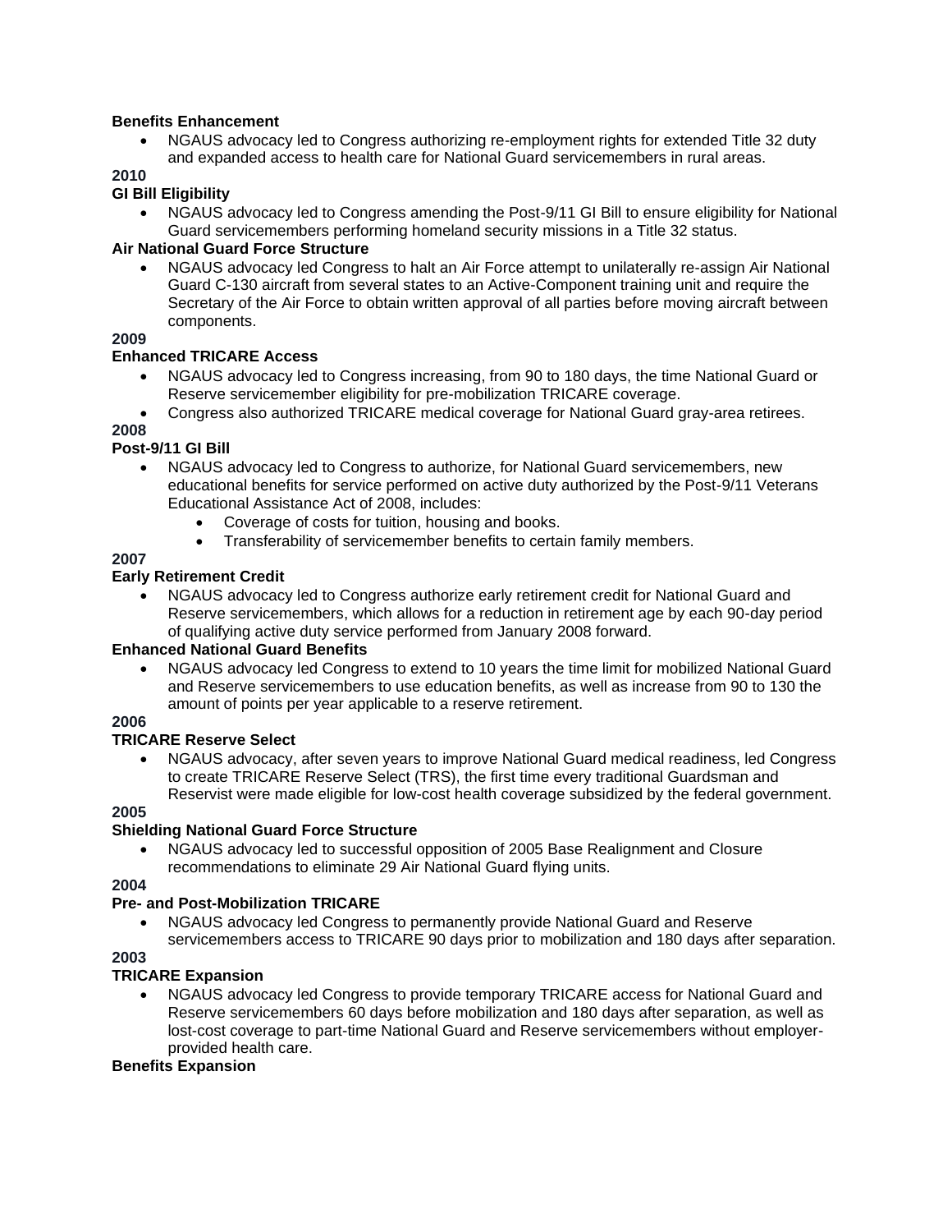**Benefits Enhancement**

- NGAUS advocacy led to Congress authorizing re-employment rights for extended Title 32 duty and expanded access to health care for National Guard servicemembers in rural areas.

**2010**

**GI Bill Eligibility**

- NGAUS advocacy led to Congress amending the Post-9/11 GI Bill to ensure eligibility for National Guard servicemembers performing homeland security missions in a Title 32 status.

**Air National Guard Force Structure**

- NGAUS advocacy led Congress to halt an Air Force attempt to unilaterally re-assign Air National Guard C-130 aircraft from several states to an Active-Component training unit and require the Secretary of the Air Force to obtain written approval of all parties before moving aircraft between components.

**2009**

**Enhanced TRICARE Access**

- NGAUS advocacy led to Congress increasing, from 90 to 180 days, the time National Guard or Reserve servicemember eligibility for pre-mobilization TRICARE coverage.
- Congress also authorized TRICARE medical coverage for National Guard gray-area retirees.

**2008**

**Post-9/11 GI Bill**

- NGAUS advocacy led to Congress to authorize, for National Guard servicemembers, new educational benefits for service performed on active duty authorized by the Post-9/11 Veterans Educational Assistance Act of 2008, includes:
    - Coverage of costs for tuition, housing and books.
    - Transferability of servicemember benefits to certain family members.

**2007**

**Early Retirement Credit**

- NGAUS advocacy led to Congress authorize early retirement credit for National Guard and Reserve servicemembers, which allows for a reduction in retirement age by each 90-day period of qualifying active duty service performed from January 2008 forward.

**Enhanced National Guard Benefits**

- NGAUS advocacy led Congress to extend to 10 years the time limit for mobilized National Guard and Reserve servicemembers to use education benefits, as well as increase from 90 to 130 the amount of points per year applicable to a reserve retirement.

**2006**

**TRICARE Reserve Select**

- NGAUS advocacy, after seven years to improve National Guard medical readiness, led Congress to create TRICARE Reserve Select (TRS), the first time every traditional Guardsman and Reservist were made eligible for low-cost health coverage subsidized by the federal government.

**2005**

**Shielding National Guard Force Structure**

- NGAUS advocacy led to successful opposition of 2005 Base Realignment and Closure recommendations to eliminate 29 Air National Guard flying units.

**2004**

**Pre- and Post-Mobilization TRICARE**

- NGAUS advocacy led Congress to permanently provide National Guard and Reserve servicemembers access to TRICARE 90 days prior to mobilization and 180 days after separation.

**2003**

**TRICARE Expansion**

- NGAUS advocacy led Congress to provide temporary TRICARE access for National Guard and Reserve servicemembers 60 days before mobilization and 180 days after separation, as well as lost-cost coverage to part-time National Guard and Reserve servicemembers without employer-provided health care.

**Benefits Expansion**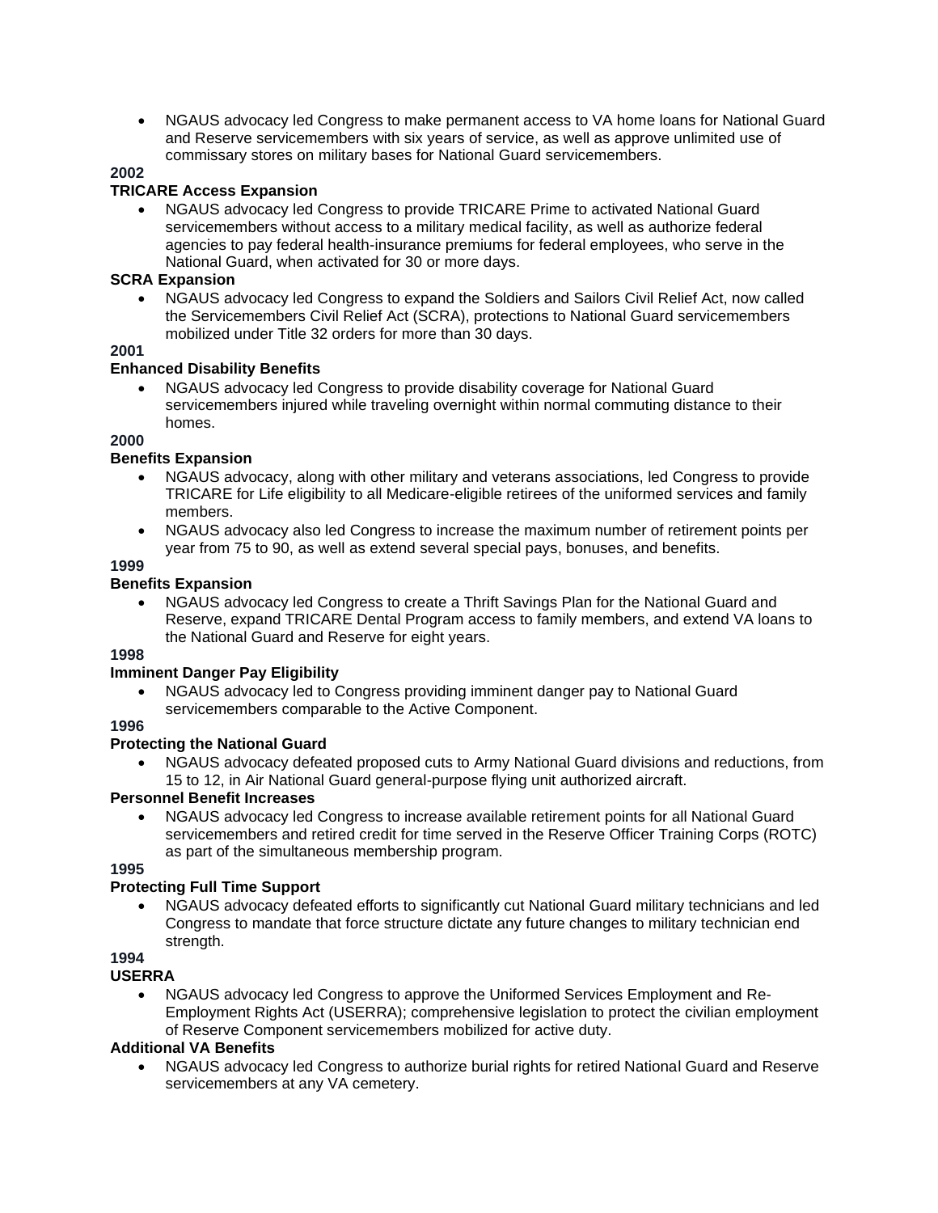- NGAUS advocacy led Congress to make permanent access to VA home loans for National Guard and Reserve servicemembers with six years of service, as well as approve unlimited use of commissary stores on military bases for National Guard servicemembers.

**2002**

**TRICARE Access Expansion**

- NGAUS advocacy led Congress to provide TRICARE Prime to activated National Guard servicemembers without access to a military medical facility, as well as authorize federal agencies to pay federal health-insurance premiums for federal employees, who serve in the National Guard, when activated for 30 or more days.

**SCRA Expansion**

- NGAUS advocacy led Congress to expand the Soldiers and Sailors Civil Relief Act, now called the Servicemembers Civil Relief Act (SCRA), protections to National Guard servicemembers mobilized under Title 32 orders for more than 30 days.

**2001**

**Enhanced Disability Benefits**

- NGAUS advocacy led Congress to provide disability coverage for National Guard servicemembers injured while traveling overnight within normal commuting distance to their homes.

**2000**

**Benefits Expansion**

- NGAUS advocacy, along with other military and veterans associations, led Congress to provide TRICARE for Life eligibility to all Medicare-eligible retirees of the uniformed services and family members.
- NGAUS advocacy also led Congress to increase the maximum number of retirement points per year from 75 to 90, as well as extend several special pays, bonuses, and benefits.

**1999**

**Benefits Expansion**

- NGAUS advocacy led Congress to create a Thrift Savings Plan for the National Guard and Reserve, expand TRICARE Dental Program access to family members, and extend VA loans to the National Guard and Reserve for eight years.

**1998**

**Imminent Danger Pay Eligibility**

- NGAUS advocacy led to Congress providing imminent danger pay to National Guard servicemembers comparable to the Active Component.

**1996**

**Protecting the National Guard**

- NGAUS advocacy defeated proposed cuts to Army National Guard divisions and reductions, from 15 to 12, in Air National Guard general-purpose flying unit authorized aircraft.

**Personnel Benefit Increases**

- NGAUS advocacy led Congress to increase available retirement points for all National Guard servicemembers and retired credit for time served in the Reserve Officer Training Corps (ROTC) as part of the simultaneous membership program.

**1995**

**Protecting Full Time Support**

- NGAUS advocacy defeated efforts to significantly cut National Guard military technicians and led Congress to mandate that force structure dictate any future changes to military technician end strength.

**1994**

**USERRA**

- NGAUS advocacy led Congress to approve the Uniformed Services Employment and Re-Employment Rights Act (USERRA); comprehensive legislation to protect the civilian employment of Reserve Component servicemembers mobilized for active duty.

**Additional VA Benefits**

- NGAUS advocacy led Congress to authorize burial rights for retired National Guard and Reserve servicemembers at any VA cemetery.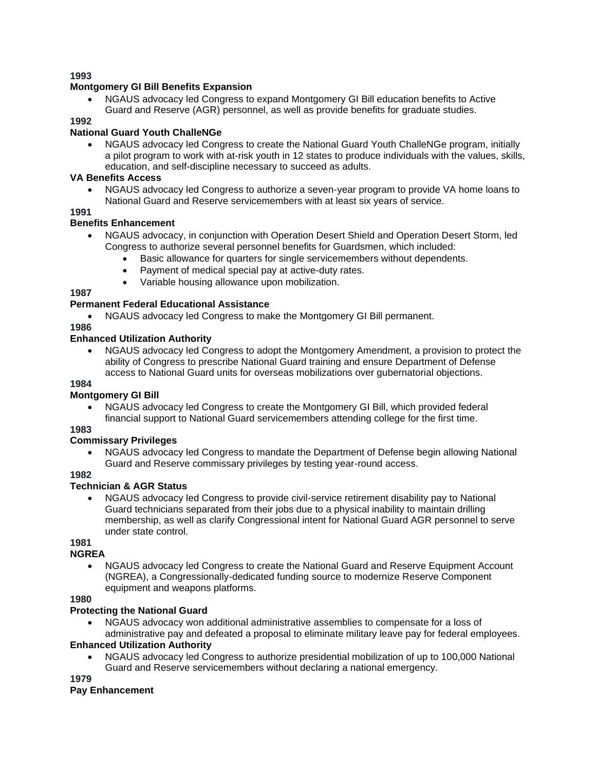**1993**

**Montgomery GI Bill Benefits Expansion**

- NGAUS advocacy led Congress to expand Montgomery GI Bill education benefits to Active Guard and Reserve (AGR) personnel, as well as provide benefits for graduate studies.

**1992**

**National Guard Youth ChalleNGe**

- NGAUS advocacy led Congress to create the National Guard Youth ChalleNGe program, initially a pilot program to work with at-risk youth in 12 states to produce individuals with the values, skills, education, and self-discipline necessary to succeed as adults.

**VA Benefits Access**

- NGAUS advocacy led Congress to authorize a seven-year program to provide VA home loans to National Guard and Reserve servicemembers with at least six years of service.

**1991**

**Benefits Enhancement**

- NGAUS advocacy, in conjunction with Operation Desert Shield and Operation Desert Storm, led Congress to authorize several personnel benefits for Guardsmen, which included:
  - Basic allowance for quarters for single servicemembers without dependents.
  - Payment of medical special pay at active-duty rates.
  - Variable housing allowance upon mobilization.

**1987**

**Permanent Federal Educational Assistance**

- NGAUS advocacy led Congress to make the Montgomery GI Bill permanent.

**1986**

**Enhanced Utilization Authority**

- NGAUS advocacy led Congress to adopt the Montgomery Amendment, a provision to protect the ability of Congress to prescribe National Guard training and ensure Department of Defense access to National Guard units for overseas mobilizations over gubernatorial objections.

**1984**

**Montgomery GI Bill**

- NGAUS advocacy led Congress to create the Montgomery GI Bill, which provided federal financial support to National Guard servicemembers attending college for the first time.

**1983**

**Commissary Privileges**

- NGAUS advocacy led Congress to mandate the Department of Defense begin allowing National Guard and Reserve commissary privileges by testing year-round access.

**1982**

**Technician & AGR Status**

- NGAUS advocacy led Congress to provide civil-service retirement disability pay to National Guard technicians separated from their jobs due to a physical inability to maintain drilling membership, as well as clarify Congressional intent for National Guard AGR personnel to serve under state control.

**1981**

**NGREA**

- NGAUS advocacy led Congress to create the National Guard and Reserve Equipment Account (NGREA), a Congressionally-dedicated funding source to modernize Reserve Component equipment and weapons platforms.

**1980**

**Protecting the National Guard**

- NGAUS advocacy won additional administrative assemblies to compensate for a loss of administrative pay and defeated a proposal to eliminate military leave pay for federal employees.

**Enhanced Utilization Authority**

- NGAUS advocacy led Congress to authorize presidential mobilization of up to 100,000 National Guard and Reserve servicemembers without declaring a national emergency.

**1979**

**Pay Enhancement**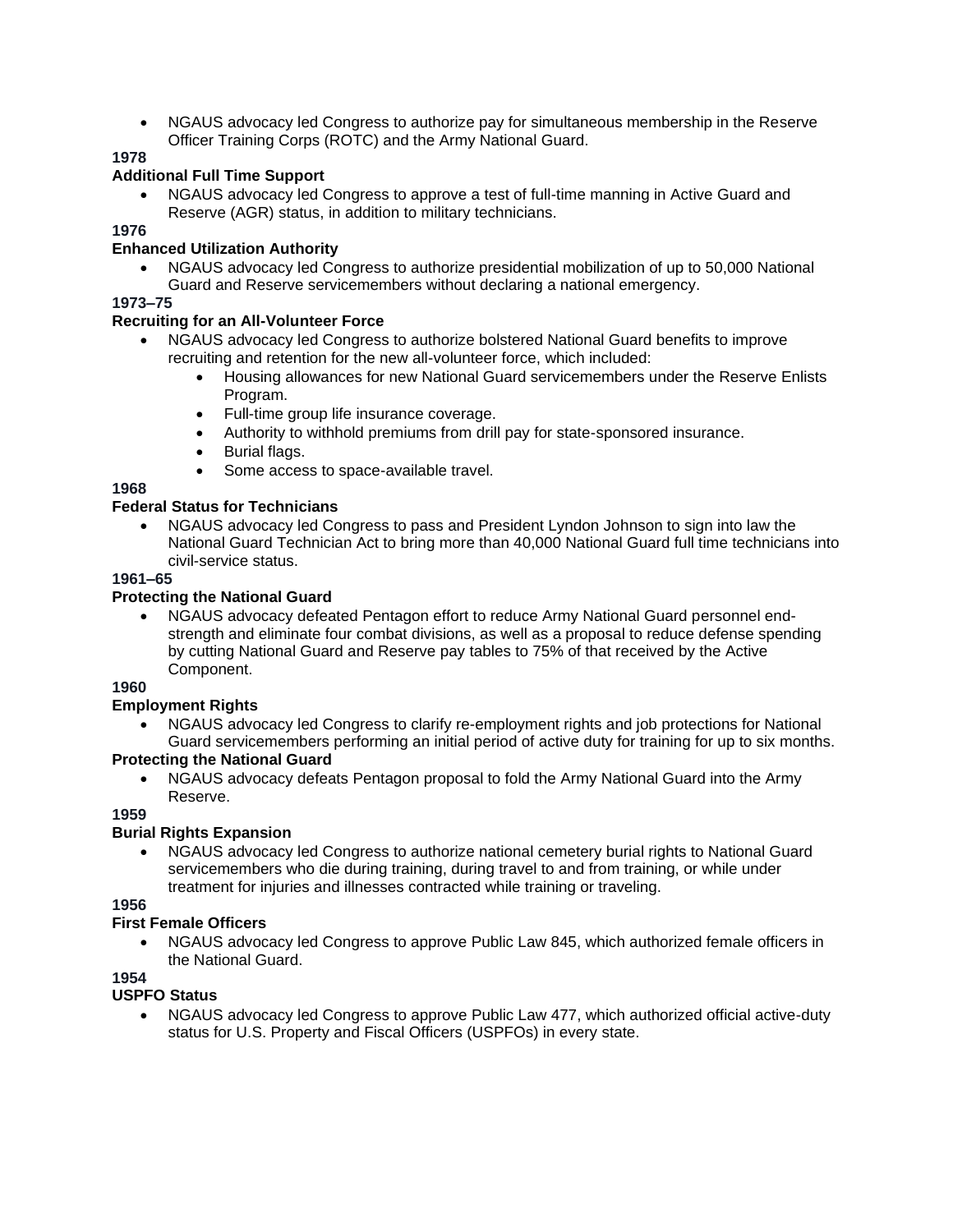- NGAUS advocacy led Congress to authorize pay for simultaneous membership in the Reserve Officer Training Corps (ROTC) and the Army National Guard.

**1978**

**Additional Full Time Support**

- NGAUS advocacy led Congress to approve a test of full-time manning in Active Guard and Reserve (AGR) status, in addition to military technicians.

**1976**

**Enhanced Utilization Authority**

- NGAUS advocacy led Congress to authorize presidential mobilization of up to 50,000 National Guard and Reserve servicemembers without declaring a national emergency.

**1973–75**

**Recruiting for an All-Volunteer Force**

- NGAUS advocacy led Congress to authorize bolstered National Guard benefits to improve recruiting and retention for the new all-volunteer force, which included:
  - Housing allowances for new National Guard servicemembers under the Reserve Enlists Program.
  - Full-time group life insurance coverage.
  - Authority to withhold premiums from drill pay for state-sponsored insurance.
  - Burial flags.
  - Some access to space-available travel.

**1968**

**Federal Status for Technicians**

- NGAUS advocacy led Congress to pass and President Lyndon Johnson to sign into law the National Guard Technician Act to bring more than 40,000 National Guard full time technicians into civil-service status.

**1961–65**

**Protecting the National Guard**

- NGAUS advocacy defeated Pentagon effort to reduce Army National Guard personnel end-strength and eliminate four combat divisions, as well as a proposal to reduce defense spending by cutting National Guard and Reserve pay tables to 75% of that received by the Active Component.

**1960**

**Employment Rights**

- NGAUS advocacy led Congress to clarify re-employment rights and job protections for National Guard servicemembers performing an initial period of active duty for training for up to six months.

**Protecting the National Guard**

- NGAUS advocacy defeats Pentagon proposal to fold the Army National Guard into the Army Reserve.

**1959**

**Burial Rights Expansion**

- NGAUS advocacy led Congress to authorize national cemetery burial rights to National Guard servicemembers who die during training, during travel to and from training, or while under treatment for injuries and illnesses contracted while training or traveling.

**1956**

**First Female Officers**

- NGAUS advocacy led Congress to approve Public Law 845, which authorized female officers in the National Guard.

**1954**

**USPFO Status**

- NGAUS advocacy led Congress to approve Public Law 477, which authorized official active-duty status for U.S. Property and Fiscal Officers (USPFOs) in every state.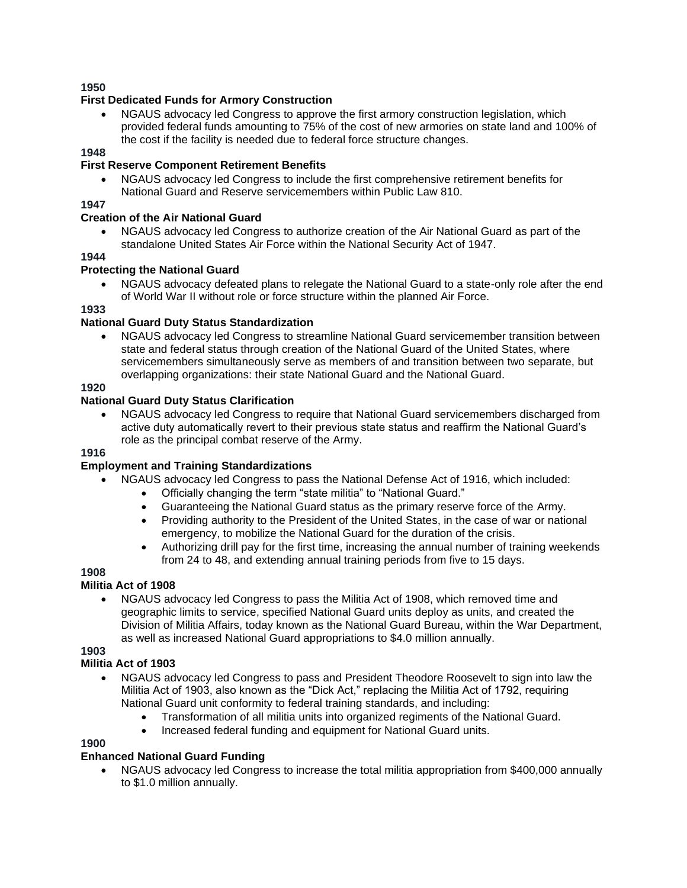**1950**

**First Dedicated Funds for Armory Construction**

- NGAUS advocacy led Congress to approve the first armory construction legislation, which provided federal funds amounting to 75% of the cost of new armories on state land and 100% of the cost if the facility is needed due to federal force structure changes.

**1948**

**First Reserve Component Retirement Benefits**

- NGAUS advocacy led Congress to include the first comprehensive retirement benefits for National Guard and Reserve servicemembers within Public Law 810.

**1947**

**Creation of the Air National Guard**

- NGAUS advocacy led Congress to authorize creation of the Air National Guard as part of the standalone United States Air Force within the National Security Act of 1947.

**1944**

**Protecting the National Guard**

- NGAUS advocacy defeated plans to relegate the National Guard to a state-only role after the end of World War II without role or force structure within the planned Air Force.

**1933**

**National Guard Duty Status Standardization**

- NGAUS advocacy led Congress to streamline National Guard servicemember transition between state and federal status through creation of the National Guard of the United States, where servicemembers simultaneously serve as members of and transition between two separate, but overlapping organizations: their state National Guard and the National Guard.

**1920**

**National Guard Duty Status Clarification**

- NGAUS advocacy led Congress to require that National Guard servicemembers discharged from active duty automatically revert to their previous state status and reaffirm the National Guard's role as the principal combat reserve of the Army.

**1916**

**Employment and Training Standardizations**

- NGAUS advocacy led Congress to pass the National Defense Act of 1916, which included:
  - Officially changing the term "state militia" to "National Guard."
  - Guaranteeing the National Guard status as the primary reserve force of the Army.
  - Providing authority to the President of the United States, in the case of war or national emergency, to mobilize the National Guard for the duration of the crisis.
  - Authorizing drill pay for the first time, increasing the annual number of training weekends from 24 to 48, and extending annual training periods from five to 15 days.

**1908**

**Militia Act of 1908**

- NGAUS advocacy led Congress to pass the Militia Act of 1908, which removed time and geographic limits to service, specified National Guard units deploy as units, and created the Division of Militia Affairs, today known as the National Guard Bureau, within the War Department, as well as increased National Guard appropriations to $4.0 million annually.

**1903**

**Militia Act of 1903**

- NGAUS advocacy led Congress to pass and President Theodore Roosevelt to sign into law the Militia Act of 1903, also known as the "Dick Act," replacing the Militia Act of 1792, requiring National Guard unit conformity to federal training standards, and including:
  - Transformation of all militia units into organized regiments of the National Guard.
  - Increased federal funding and equipment for National Guard units.

**1900**

**Enhanced National Guard Funding**

- NGAUS advocacy led Congress to increase the total militia appropriation from $400,000 annually to $1.0 million annually.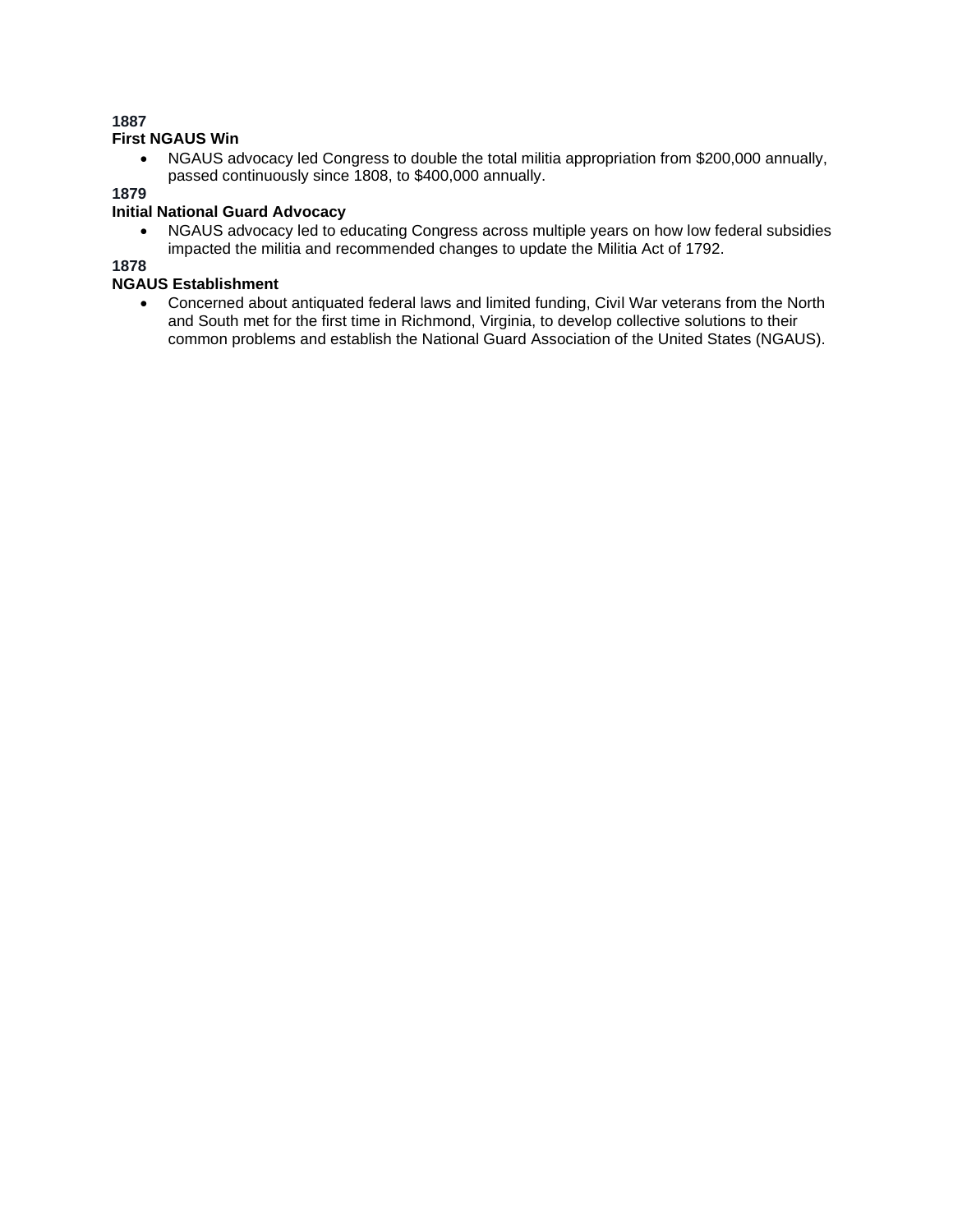**1887**

**First NGAUS Win**

- NGAUS advocacy led Congress to double the total militia appropriation from $200,000 annually, passed continuously since 1808, to $400,000 annually.

**1879**

**Initial National Guard Advocacy**

- NGAUS advocacy led to educating Congress across multiple years on how low federal subsidies impacted the militia and recommended changes to update the Militia Act of 1792.

**1878**

**NGAUS Establishment**

- Concerned about antiquated federal laws and limited funding, Civil War veterans from the North and South met for the first time in Richmond, Virginia, to develop collective solutions to their common problems and establish the National Guard Association of the United States (NGAUS).